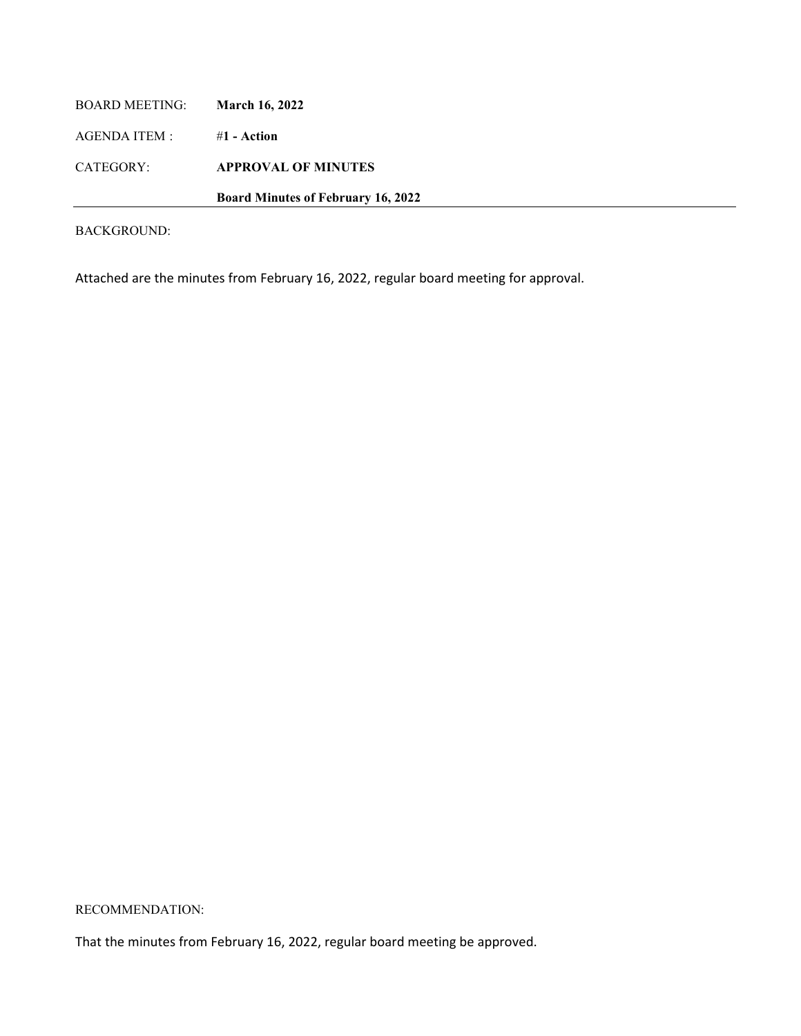BOARD MEETING: **March 16, 2022**

AGENDA ITEM : #**1 - Action**

CATEGORY: **APPROVAL OF MINUTES**

**Board Minutes of February 16, 2022**

---

BACKGROUND:

Attached are the minutes from February 16, 2022, regular board meeting for approval.

RECOMMENDATION:

That the minutes from February 16, 2022, regular board meeting be approved.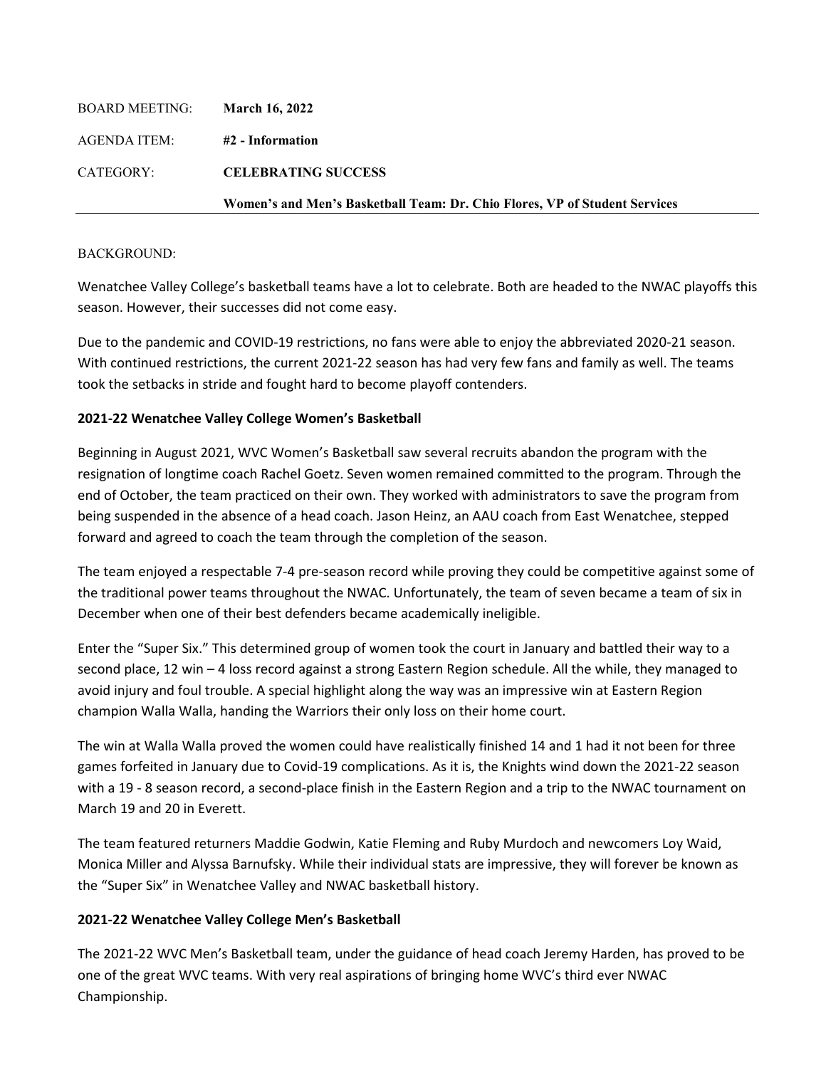| | |
|---|---|
| BOARD MEETING: | **March 16, 2022** |
| AGENDA ITEM: | **#2 - Information** |
| CATEGORY: | **CELEBRATING SUCCESS** |
| | **Women's and Men's Basketball Team: Dr. Chio Flores, VP of Student Services** |

BACKGROUND:

Wenatchee Valley College's basketball teams have a lot to celebrate. Both are headed to the NWAC playoffs this season. However, their successes did not come easy.

Due to the pandemic and COVID-19 restrictions, no fans were able to enjoy the abbreviated 2020-21 season. With continued restrictions, the current 2021-22 season has had very few fans and family as well. The teams took the setbacks in stride and fought hard to become playoff contenders.

**2021-22 Wenatchee Valley College Women's Basketball**

Beginning in August 2021, WVC Women's Basketball saw several recruits abandon the program with the resignation of longtime coach Rachel Goetz. Seven women remained committed to the program. Through the end of October, the team practiced on their own. They worked with administrators to save the program from being suspended in the absence of a head coach. Jason Heinz, an AAU coach from East Wenatchee, stepped forward and agreed to coach the team through the completion of the season.

The team enjoyed a respectable 7-4 pre-season record while proving they could be competitive against some of the traditional power teams throughout the NWAC. Unfortunately, the team of seven became a team of six in December when one of their best defenders became academically ineligible.

Enter the "Super Six." This determined group of women took the court in January and battled their way to a second place, 12 win – 4 loss record against a strong Eastern Region schedule. All the while, they managed to avoid injury and foul trouble. A special highlight along the way was an impressive win at Eastern Region champion Walla Walla, handing the Warriors their only loss on their home court.

The win at Walla Walla proved the women could have realistically finished 14 and 1 had it not been for three games forfeited in January due to Covid-19 complications. As it is, the Knights wind down the 2021-22 season with a 19 - 8 season record, a second-place finish in the Eastern Region and a trip to the NWAC tournament on March 19 and 20 in Everett.

The team featured returners Maddie Godwin, Katie Fleming and Ruby Murdoch and newcomers Loy Waid, Monica Miller and Alyssa Barnufsky. While their individual stats are impressive, they will forever be known as the "Super Six" in Wenatchee Valley and NWAC basketball history.

**2021-22 Wenatchee Valley College Men's Basketball**

The 2021-22 WVC Men's Basketball team, under the guidance of head coach Jeremy Harden, has proved to be one of the great WVC teams. With very real aspirations of bringing home WVC's third ever NWAC Championship.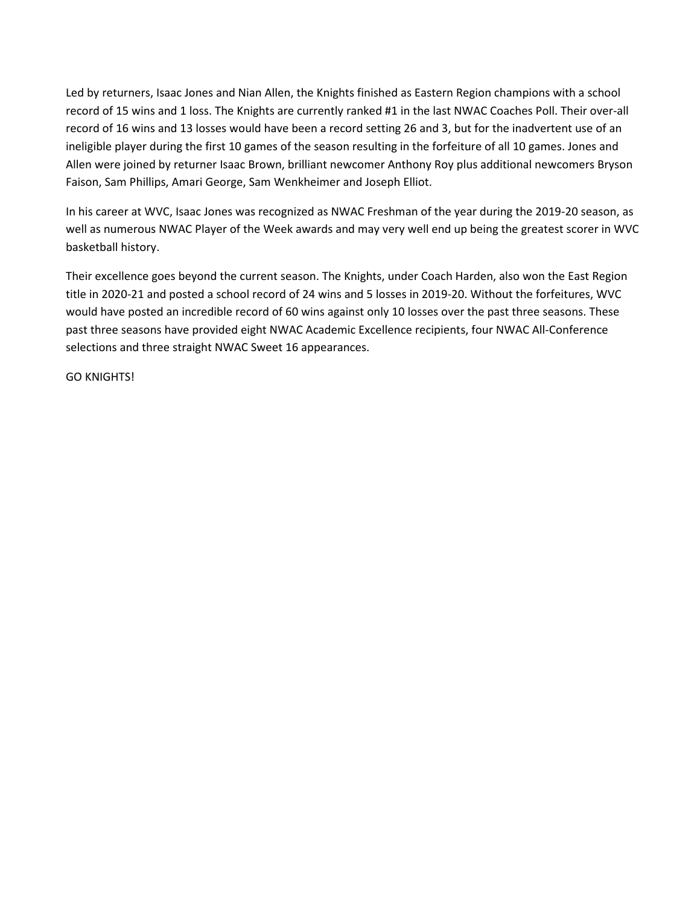Led by returners, Isaac Jones and Nian Allen, the Knights finished as Eastern Region champions with a school record of 15 wins and 1 loss. The Knights are currently ranked #1 in the last NWAC Coaches Poll. Their over-all record of 16 wins and 13 losses would have been a record setting 26 and 3, but for the inadvertent use of an ineligible player during the first 10 games of the season resulting in the forfeiture of all 10 games. Jones and Allen were joined by returner Isaac Brown, brilliant newcomer Anthony Roy plus additional newcomers Bryson Faison, Sam Phillips, Amari George, Sam Wenkheimer and Joseph Elliot.

In his career at WVC, Isaac Jones was recognized as NWAC Freshman of the year during the 2019-20 season, as well as numerous NWAC Player of the Week awards and may very well end up being the greatest scorer in WVC basketball history.

Their excellence goes beyond the current season. The Knights, under Coach Harden, also won the East Region title in 2020-21 and posted a school record of 24 wins and 5 losses in 2019-20. Without the forfeitures, WVC would have posted an incredible record of 60 wins against only 10 losses over the past three seasons. These past three seasons have provided eight NWAC Academic Excellence recipients, four NWAC All-Conference selections and three straight NWAC Sweet 16 appearances.

GO KNIGHTS!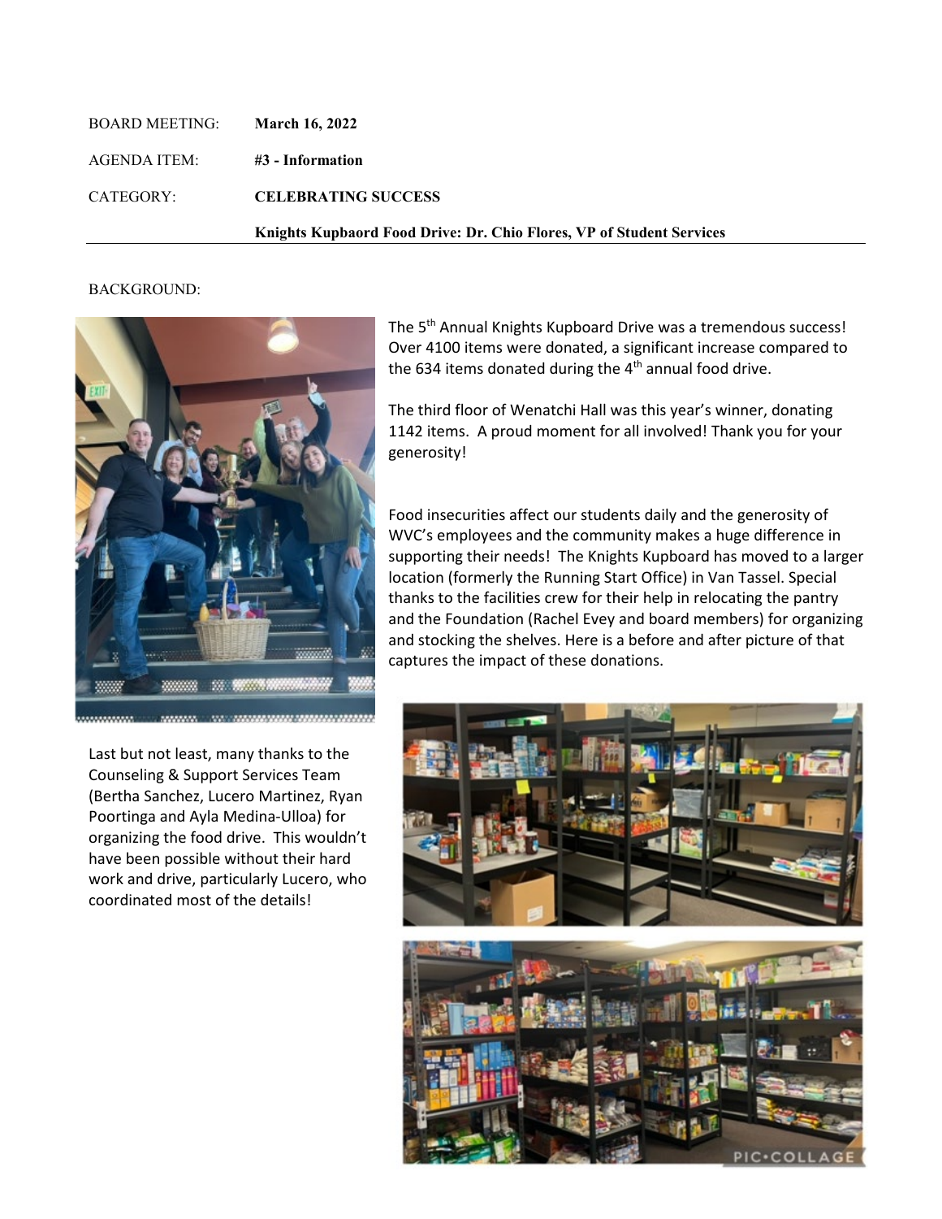| | |
|---|---|
| BOARD MEETING: | **March 16, 2022** |
| AGENDA ITEM: | **#3 - Information** |
| CATEGORY: | **CELEBRATING SUCCESS** |
| | **Knights Kupbaord Food Drive: Dr. Chio Flores, VP of Student Services** |

BACKGROUND:

The 5th Annual Knights Kupboard Drive was a tremendous success! Over 4100 items were donated, a significant increase compared to the 634 items donated during the 4th annual food drive.

The third floor of Wenatchi Hall was this year's winner, donating 1142 items. A proud moment for all involved! Thank you for your generosity!

Food insecurities affect our students daily and the generosity of WVC's employees and the community makes a huge difference in supporting their needs! The Knights Kupboard has moved to a larger location (formerly the Running Start Office) in Van Tassel. Special thanks to the facilities crew for their help in relocating the pantry and the Foundation (Rachel Evey and board members) for organizing and stocking the shelves. Here is a before and after picture of that captures the impact of these donations.

Last but not least, many thanks to the Counseling & Support Services Team (Bertha Sanchez, Lucero Martinez, Ryan Poortinga and Ayla Medina-Ulloa) for organizing the food drive. This wouldn't have been possible without their hard work and drive, particularly Lucero, who coordinated most of the details!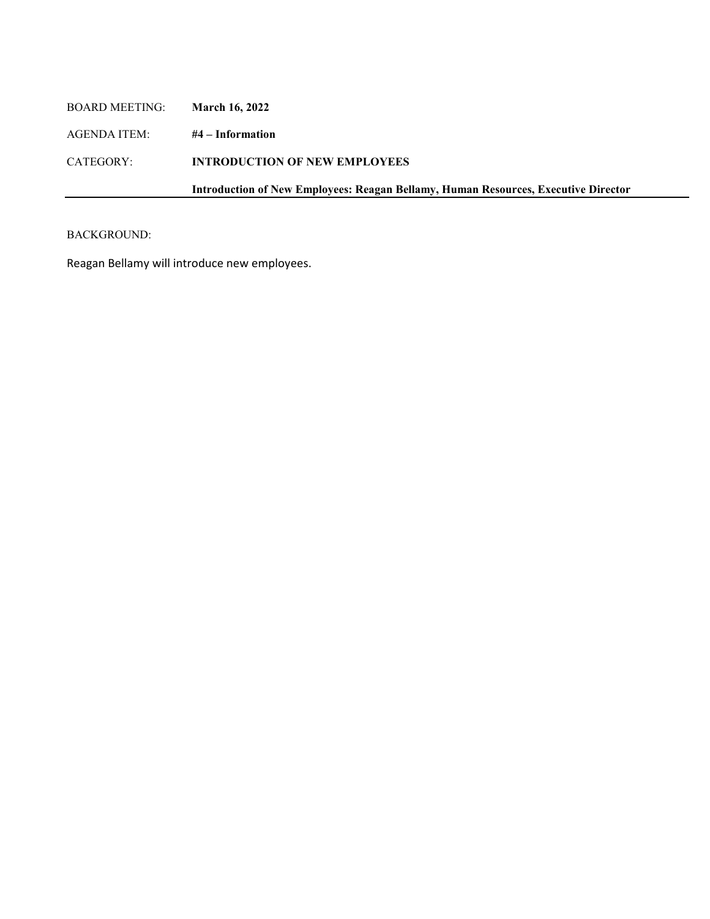BOARD MEETING: **March 16, 2022**

AGENDA ITEM: **#4 – Information**

CATEGORY: **INTRODUCTION OF NEW EMPLOYEES**

**Introduction of New Employees: Reagan Bellamy, Human Resources, Executive Director**

---

BACKGROUND:

Reagan Bellamy will introduce new employees.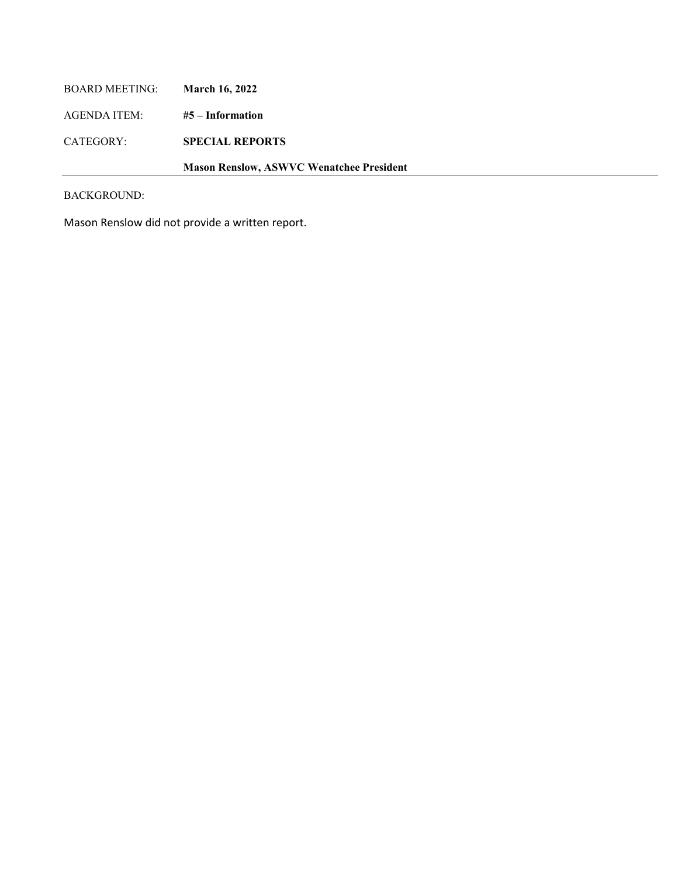BOARD MEETING: **March 16, 2022**

AGENDA ITEM: **#5 – Information**

CATEGORY: **SPECIAL REPORTS**

**Mason Renslow, ASWVC Wenatchee President**

---

BACKGROUND:

Mason Renslow did not provide a written report.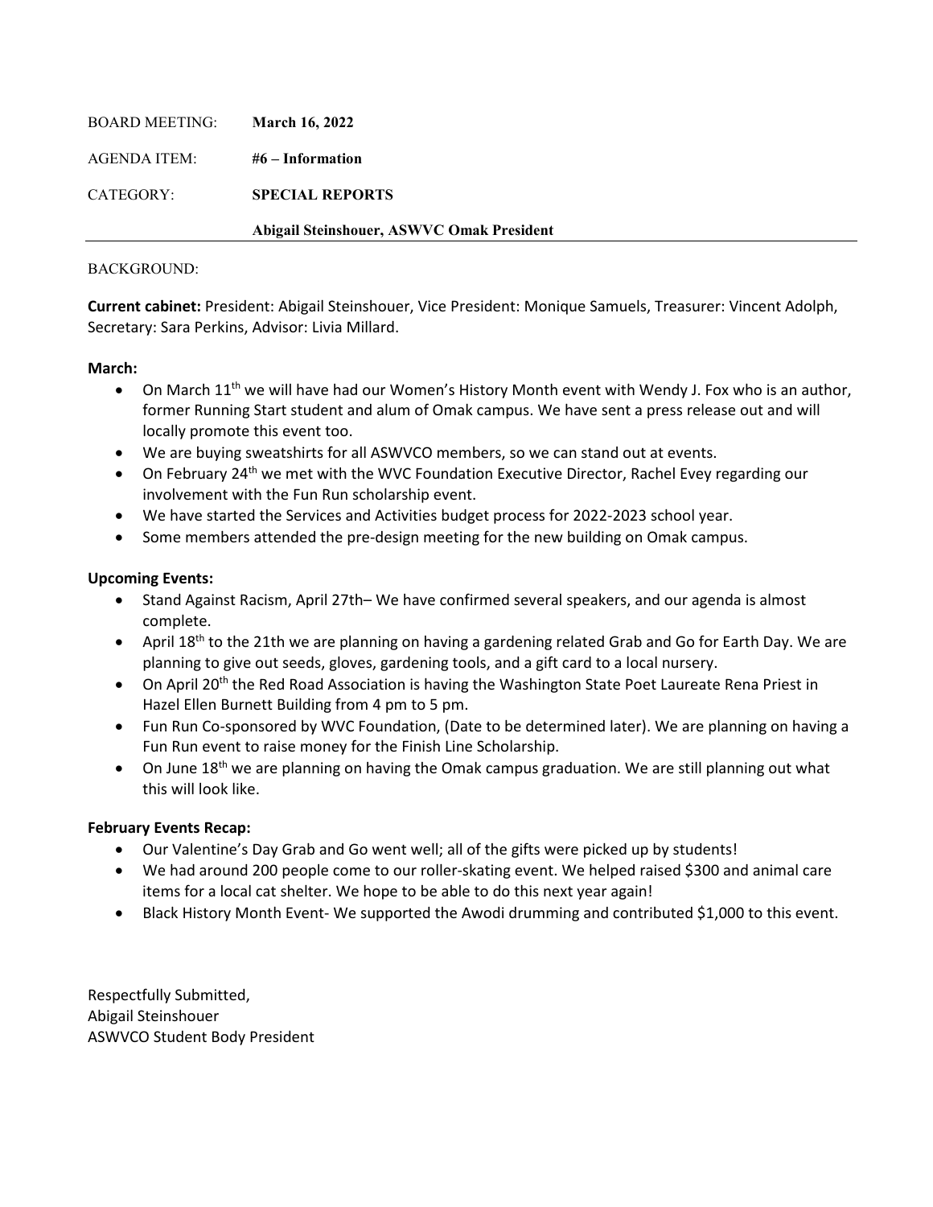BOARD MEETING: **March 16, 2022**

AGENDA ITEM: **#6 – Information**

CATEGORY: **SPECIAL REPORTS**

**Abigail Steinshouer, ASWVC Omak President**

---

BACKGROUND:

**Current cabinet:** President: Abigail Steinshouer, Vice President: Monique Samuels, Treasurer: Vincent Adolph, Secretary: Sara Perkins, Advisor: Livia Millard.

**March:**

- On March 11th we will have had our Women's History Month event with Wendy J. Fox who is an author, former Running Start student and alum of Omak campus. We have sent a press release out and will locally promote this event too.
- We are buying sweatshirts for all ASWVCO members, so we can stand out at events.
- On February 24th we met with the WVC Foundation Executive Director, Rachel Evey regarding our involvement with the Fun Run scholarship event.
- We have started the Services and Activities budget process for 2022-2023 school year.
- Some members attended the pre-design meeting for the new building on Omak campus.

**Upcoming Events:**

- Stand Against Racism, April 27th– We have confirmed several speakers, and our agenda is almost complete.
- April 18th to the 21th we are planning on having a gardening related Grab and Go for Earth Day. We are planning to give out seeds, gloves, gardening tools, and a gift card to a local nursery.
- On April 20th the Red Road Association is having the Washington State Poet Laureate Rena Priest in Hazel Ellen Burnett Building from 4 pm to 5 pm.
- Fun Run Co-sponsored by WVC Foundation, (Date to be determined later). We are planning on having a Fun Run event to raise money for the Finish Line Scholarship.
- On June 18th we are planning on having the Omak campus graduation. We are still planning out what this will look like.

**February Events Recap:**

- Our Valentine's Day Grab and Go went well; all of the gifts were picked up by students!
- We had around 200 people come to our roller-skating event. We helped raised $300 and animal care items for a local cat shelter. We hope to be able to do this next year again!
- Black History Month Event- We supported the Awodi drumming and contributed $1,000 to this event.

Respectfully Submitted,  
Abigail Steinshouer  
ASWVCO Student Body President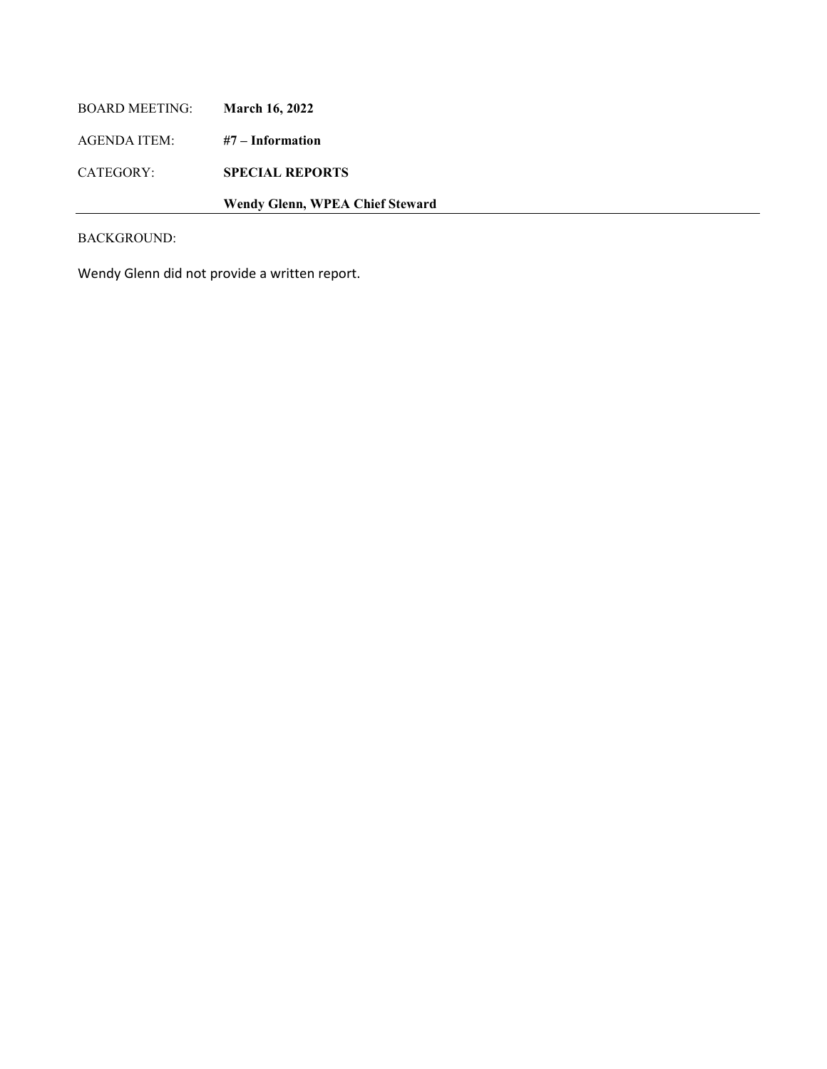BOARD MEETING: **March 16, 2022**

AGENDA ITEM: **#7 – Information**

CATEGORY: **SPECIAL REPORTS**

**Wendy Glenn, WPEA Chief Steward**

---

BACKGROUND:

Wendy Glenn did not provide a written report.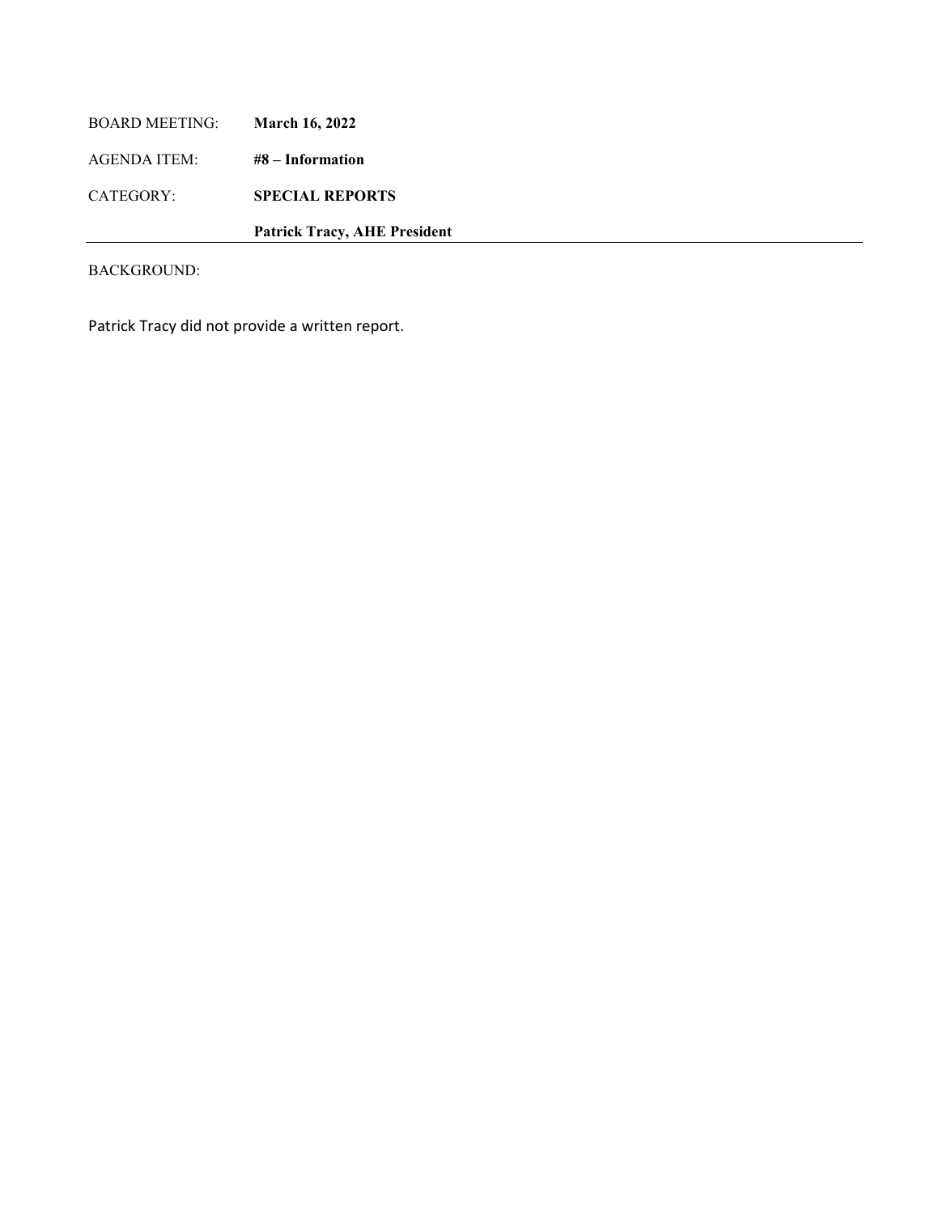| | |
|---|---|
| BOARD MEETING: | **March 16, 2022** |
| AGENDA ITEM: | **#8 – Information** |
| CATEGORY: | **SPECIAL REPORTS** |
| | **Patrick Tracy, AHE President** |

BACKGROUND:

Patrick Tracy did not provide a written report.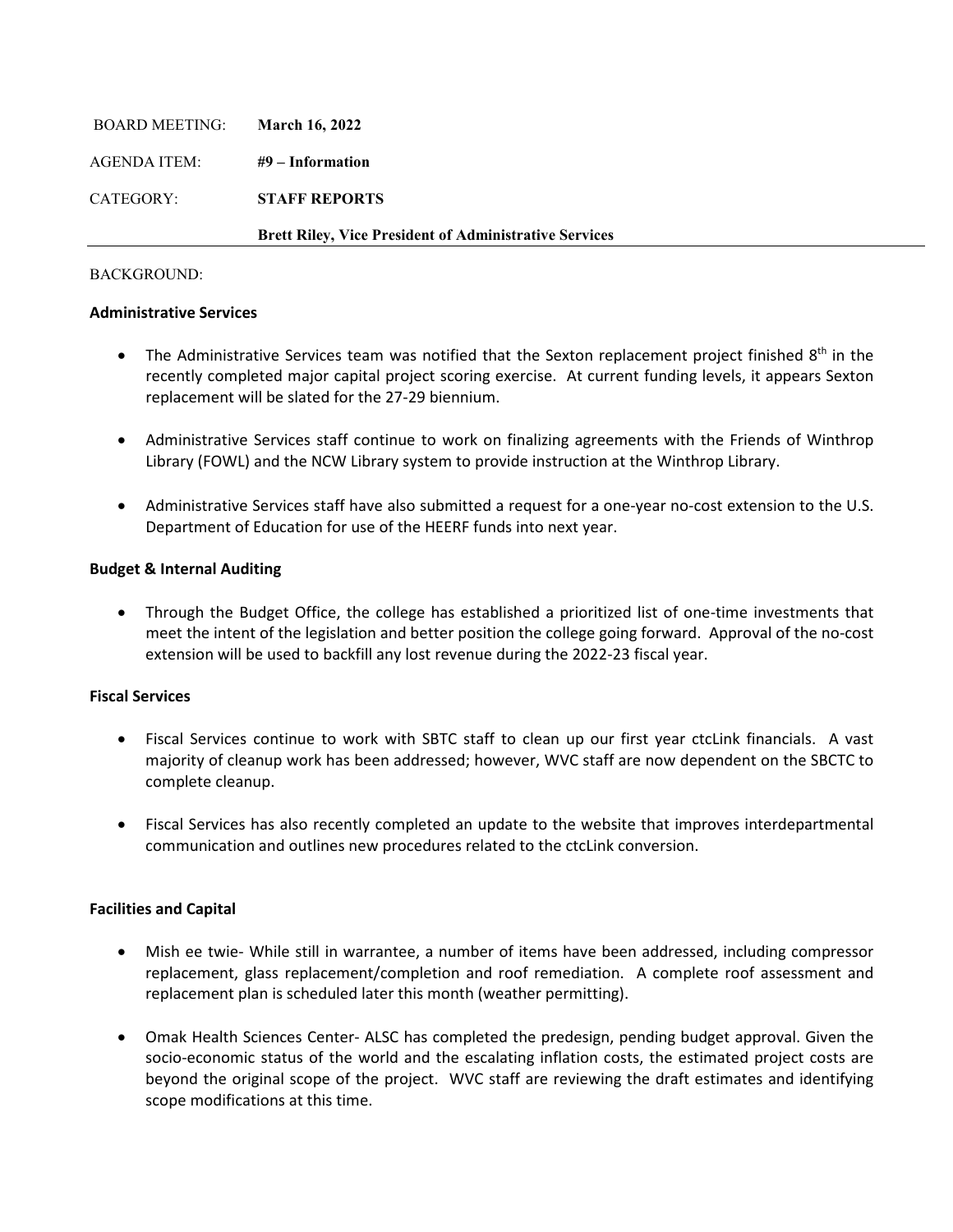BOARD MEETING: **March 16, 2022**

AGENDA ITEM: **#9 – Information**

CATEGORY: **STAFF REPORTS**

**Brett Riley, Vice President of Administrative Services**

---

BACKGROUND:

**Administrative Services**

- The Administrative Services team was notified that the Sexton replacement project finished 8th in the recently completed major capital project scoring exercise. At current funding levels, it appears Sexton replacement will be slated for the 27-29 biennium.

- Administrative Services staff continue to work on finalizing agreements with the Friends of Winthrop Library (FOWL) and the NCW Library system to provide instruction at the Winthrop Library.

- Administrative Services staff have also submitted a request for a one-year no-cost extension to the U.S. Department of Education for use of the HEERF funds into next year.

**Budget & Internal Auditing**

- Through the Budget Office, the college has established a prioritized list of one-time investments that meet the intent of the legislation and better position the college going forward. Approval of the no-cost extension will be used to backfill any lost revenue during the 2022-23 fiscal year.

**Fiscal Services**

- Fiscal Services continue to work with SBTC staff to clean up our first year ctcLink financials. A vast majority of cleanup work has been addressed; however, WVC staff are now dependent on the SBCTC to complete cleanup.

- Fiscal Services has also recently completed an update to the website that improves interdepartmental communication and outlines new procedures related to the ctcLink conversion.

**Facilities and Capital**

- Mish ee twie- While still in warrantee, a number of items have been addressed, including compressor replacement, glass replacement/completion and roof remediation. A complete roof assessment and replacement plan is scheduled later this month (weather permitting).

- Omak Health Sciences Center- ALSC has completed the predesign, pending budget approval. Given the socio-economic status of the world and the escalating inflation costs, the estimated project costs are beyond the original scope of the project. WVC staff are reviewing the draft estimates and identifying scope modifications at this time.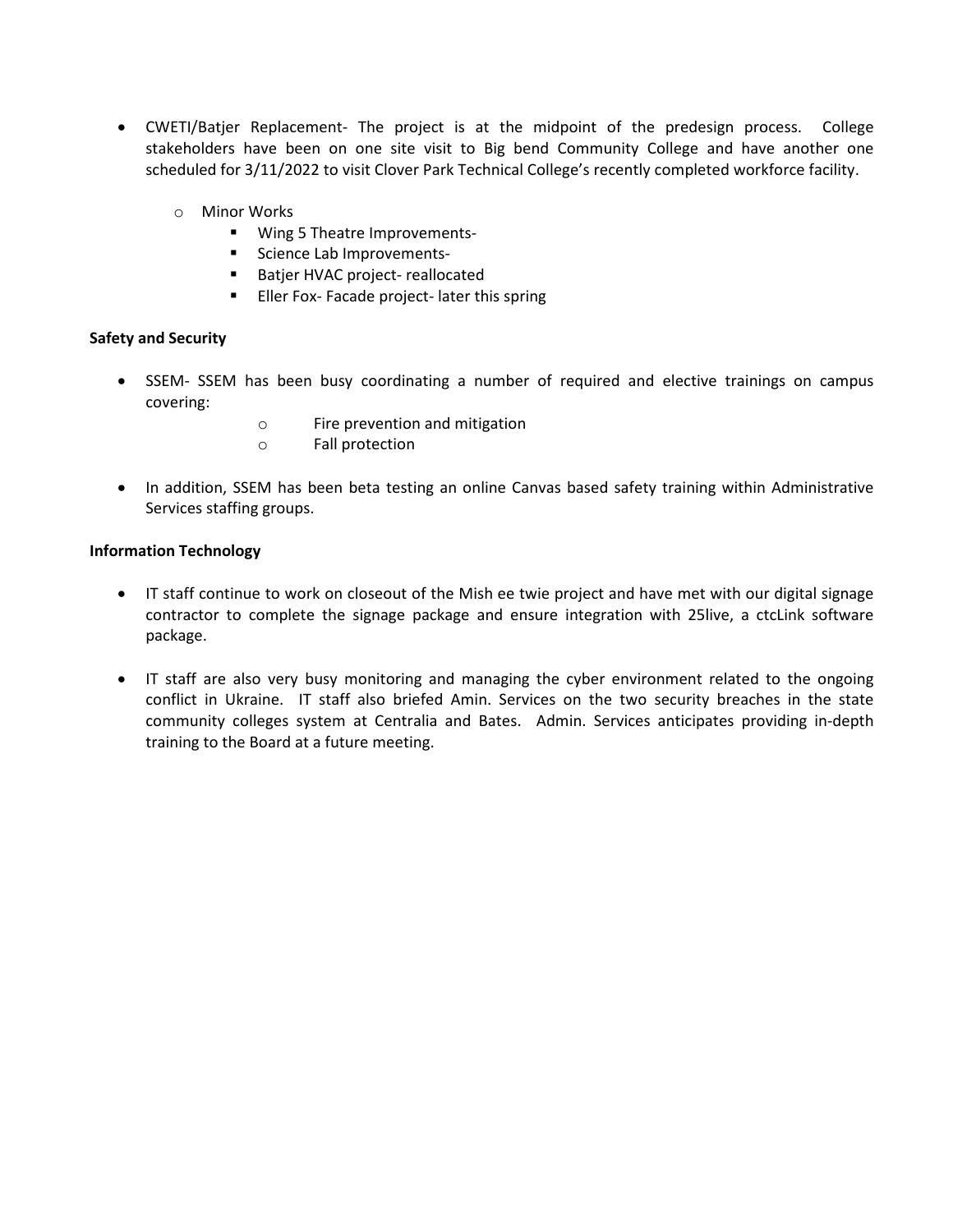- CWETI/Batjer Replacement- The project is at the midpoint of the predesign process. College stakeholders have been on one site visit to Big bend Community College and have another one scheduled for 3/11/2022 to visit Clover Park Technical College's recently completed workforce facility.

  - Minor Works
    - Wing 5 Theatre Improvements-
    - Science Lab Improvements-
    - Batjer HVAC project- reallocated
    - Eller Fox- Facade project- later this spring

**Safety and Security**

- SSEM- SSEM has been busy coordinating a number of required and elective trainings on campus covering:
  - Fire prevention and mitigation
  - Fall protection

- In addition, SSEM has been beta testing an online Canvas based safety training within Administrative Services staffing groups.

**Information Technology**

- IT staff continue to work on closeout of the Mish ee twie project and have met with our digital signage contractor to complete the signage package and ensure integration with 25live, a ctcLink software package.

- IT staff are also very busy monitoring and managing the cyber environment related to the ongoing conflict in Ukraine. IT staff also briefed Amin. Services on the two security breaches in the state community colleges system at Centralia and Bates. Admin. Services anticipates providing in-depth training to the Board at a future meeting.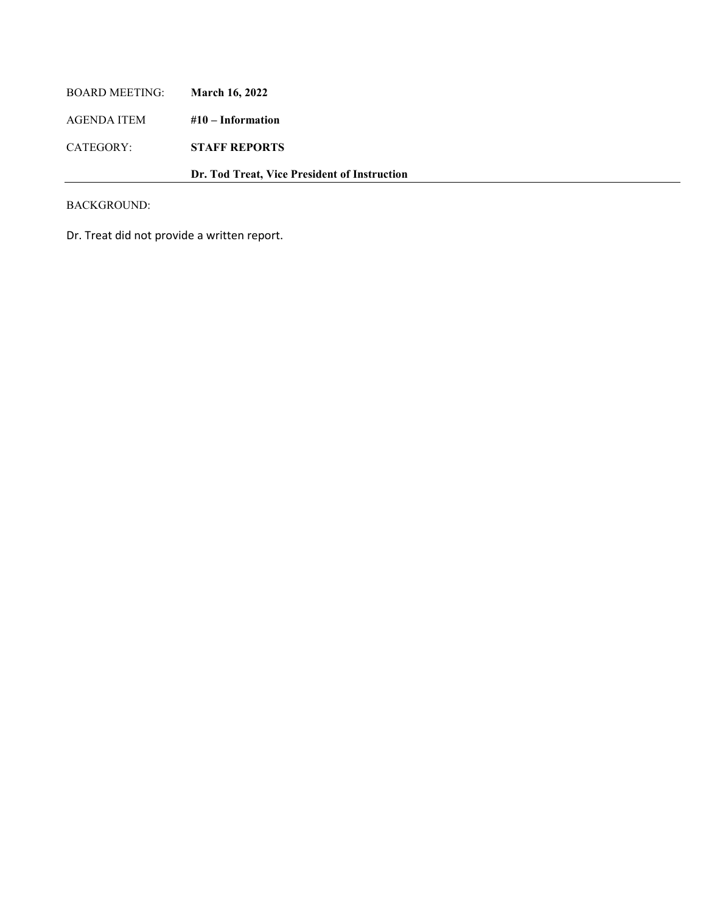| | |
|---|---|
| BOARD MEETING: | **March 16, 2022** |
| AGENDA ITEM | **#10 – Information** |
| CATEGORY: | **STAFF REPORTS** |
| | **Dr. Tod Treat, Vice President of Instruction** |

BACKGROUND:

Dr. Treat did not provide a written report.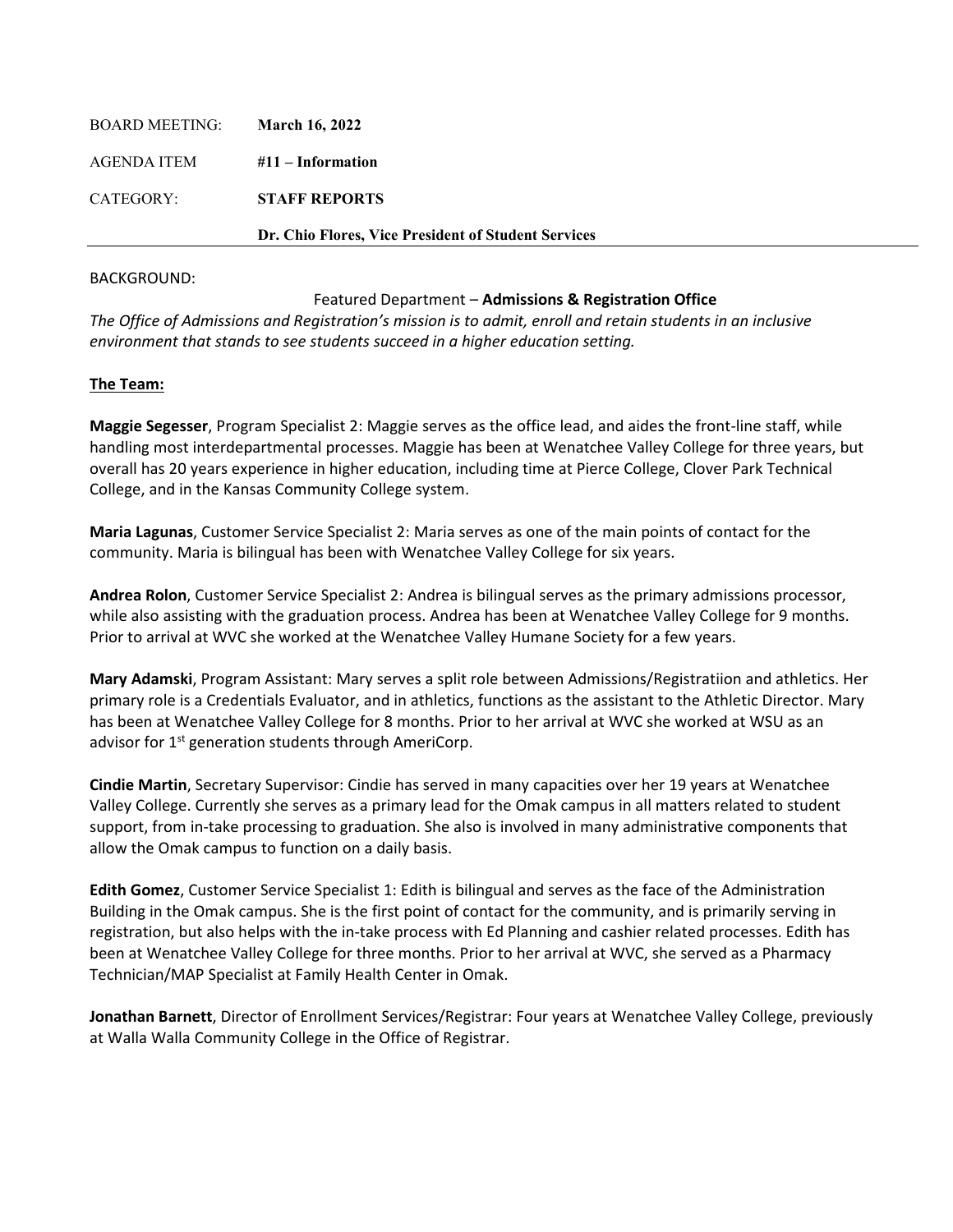BOARD MEETING: **March 16, 2022**

AGENDA ITEM **#11 – Information**

CATEGORY: **STAFF REPORTS**

**Dr. Chio Flores, Vice President of Student Services**

---

BACKGROUND:

Featured Department – **Admissions & Registration Office**

*The Office of Admissions and Registration's mission is to admit, enroll and retain students in an inclusive environment that stands to see students succeed in a higher education setting.*

**The Team:**

**Maggie Segesser**, Program Specialist 2: Maggie serves as the office lead, and aides the front-line staff, while handling most interdepartmental processes. Maggie has been at Wenatchee Valley College for three years, but overall has 20 years experience in higher education, including time at Pierce College, Clover Park Technical College, and in the Kansas Community College system.

**Maria Lagunas**, Customer Service Specialist 2: Maria serves as one of the main points of contact for the community. Maria is bilingual has been with Wenatchee Valley College for six years.

**Andrea Rolon**, Customer Service Specialist 2: Andrea is bilingual serves as the primary admissions processor, while also assisting with the graduation process. Andrea has been at Wenatchee Valley College for 9 months. Prior to arrival at WVC she worked at the Wenatchee Valley Humane Society for a few years.

**Mary Adamski**, Program Assistant: Mary serves a split role between Admissions/Registratiion and athletics. Her primary role is a Credentials Evaluator, and in athletics, functions as the assistant to the Athletic Director. Mary has been at Wenatchee Valley College for 8 months. Prior to her arrival at WVC she worked at WSU as an advisor for 1st generation students through AmeriCorp.

**Cindie Martin**, Secretary Supervisor: Cindie has served in many capacities over her 19 years at Wenatchee Valley College. Currently she serves as a primary lead for the Omak campus in all matters related to student support, from in-take processing to graduation. She also is involved in many administrative components that allow the Omak campus to function on a daily basis.

**Edith Gomez**, Customer Service Specialist 1: Edith is bilingual and serves as the face of the Administration Building in the Omak campus. She is the first point of contact for the community, and is primarily serving in registration, but also helps with the in-take process with Ed Planning and cashier related processes. Edith has been at Wenatchee Valley College for three months. Prior to her arrival at WVC, she served as a Pharmacy Technician/MAP Specialist at Family Health Center in Omak.

**Jonathan Barnett**, Director of Enrollment Services/Registrar: Four years at Wenatchee Valley College, previously at Walla Walla Community College in the Office of Registrar.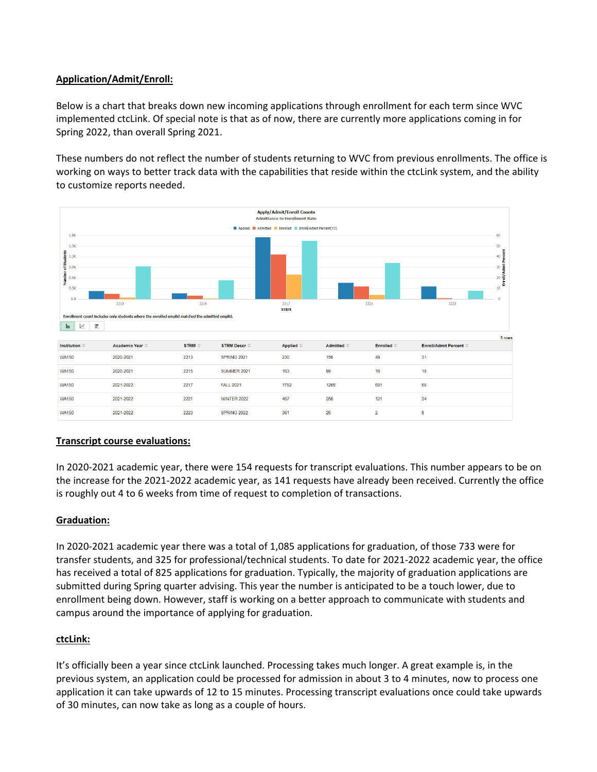**Application/Admit/Enroll:**

Below is a chart that breaks down new incoming applications through enrollment for each term since WVC implemented ctcLink. Of special note is that as of now, there are currently more applications coming in for Spring 2022, than overall Spring 2021.

These numbers do not reflect the number of students returning to WVC from previous enrollments. The office is working on ways to better track data with the capabilities that reside within the ctcLink system, and the ability to customize reports needed.

Apply/Admit/Enroll Counts
Admittance to Enrollment Rate

Applied  Admitted  Enrolled  Enroll/Admit Percent(Y2)

Number of Students
1.8K
1.5K
1.2K
0.9K
0.6K
0.3K
0.0

Enroll/Admit Percent
60
50
40
30
20
10
0

2213
2215
2217
2221
2223
STRM

Enrollment count includes only students where the enrolled emplid matched the admitted emplid.

5 rows

| Institution | Academic Year | STRM | STRM Descr | Applied | Admitted | Enrolled | Enroll/Admit Percent |
|---|---|---|---|---|---|---|---|
| WA150 | 2020-2021 | 2213 | SPRING 2021 | 230 | 156 | 49 | 31 |
| WA150 | 2020-2021 | 2215 | SUMMER 2021 | 163 | 99 | 18 | 18 |
| WA150 | 2021-2022 | 2217 | FALL 2021 | 1752 | 1265 | 691 | 55 |
| WA150 | 2021-2022 | 2221 | WINTER 2022 | 467 | 356 | 121 | 34 |
| WA150 | 2021-2022 | 2223 | SPRING 2022 | 361 | 26 | 2 | 8 |

**Transcript course evaluations:**

In 2020-2021 academic year, there were 154 requests for transcript evaluations. This number appears to be on the increase for the 2021-2022 academic year, as 141 requests have already been received. Currently the office is roughly out 4 to 6 weeks from time of request to completion of transactions.

**Graduation:**

In 2020-2021 academic year there was a total of 1,085 applications for graduation, of those 733 were for transfer students, and 325 for professional/technical students. To date for 2021-2022 academic year, the office has received a total of 825 applications for graduation. Typically, the majority of graduation applications are submitted during Spring quarter advising. This year the number is anticipated to be a touch lower, due to enrollment being down. However, staff is working on a better approach to communicate with students and campus around the importance of applying for graduation.

**ctcLink:**

It's officially been a year since ctcLink launched. Processing takes much longer. A great example is, in the previous system, an application could be processed for admission in about 3 to 4 minutes, now to process one application it can take upwards of 12 to 15 minutes. Processing transcript evaluations once could take upwards of 30 minutes, can now take as long as a couple of hours.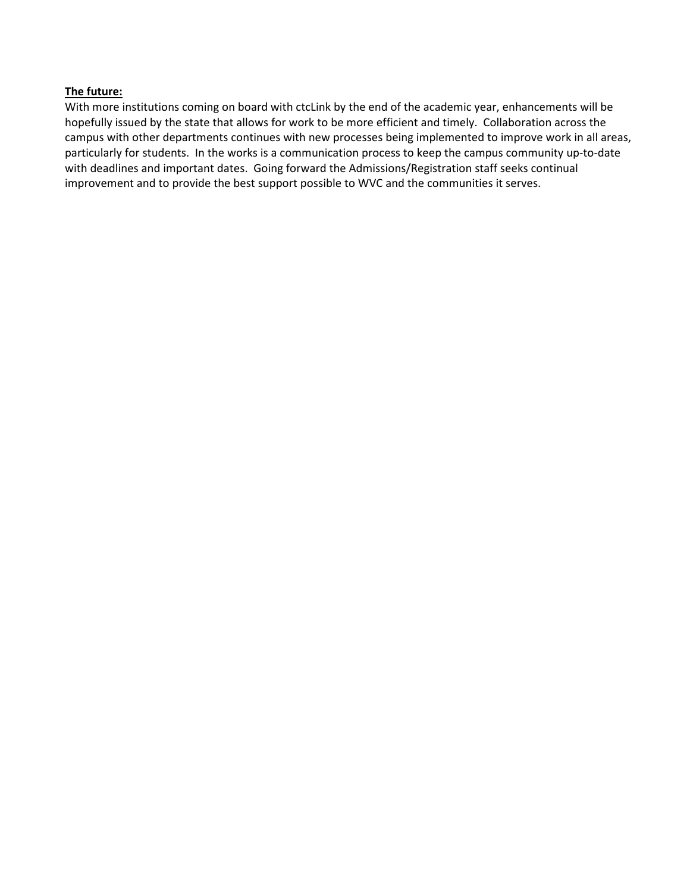**The future:**

With more institutions coming on board with ctcLink by the end of the academic year, enhancements will be hopefully issued by the state that allows for work to be more efficient and timely. Collaboration across the campus with other departments continues with new processes being implemented to improve work in all areas, particularly for students. In the works is a communication process to keep the campus community up-to-date with deadlines and important dates. Going forward the Admissions/Registration staff seeks continual improvement and to provide the best support possible to WVC and the communities it serves.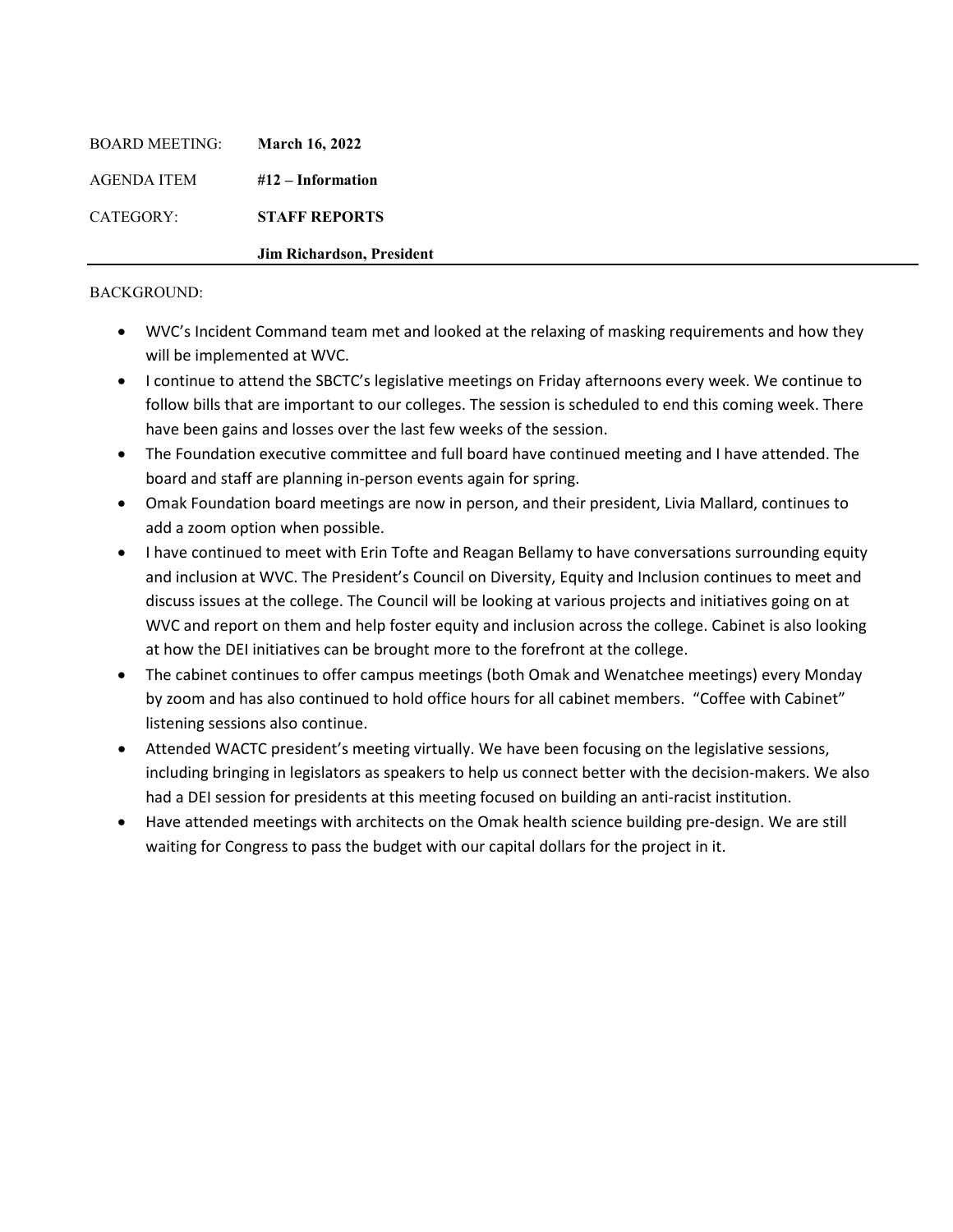BOARD MEETING: **March 16, 2022**

AGENDA ITEM **#12 – Information**

CATEGORY: **STAFF REPORTS**

**Jim Richardson, President**

---

BACKGROUND:

- WVC's Incident Command team met and looked at the relaxing of masking requirements and how they will be implemented at WVC.
- I continue to attend the SBCTC's legislative meetings on Friday afternoons every week. We continue to follow bills that are important to our colleges. The session is scheduled to end this coming week. There have been gains and losses over the last few weeks of the session.
- The Foundation executive committee and full board have continued meeting and I have attended. The board and staff are planning in-person events again for spring.
- Omak Foundation board meetings are now in person, and their president, Livia Mallard, continues to add a zoom option when possible.
- I have continued to meet with Erin Tofte and Reagan Bellamy to have conversations surrounding equity and inclusion at WVC. The President's Council on Diversity, Equity and Inclusion continues to meet and discuss issues at the college. The Council will be looking at various projects and initiatives going on at WVC and report on them and help foster equity and inclusion across the college. Cabinet is also looking at how the DEI initiatives can be brought more to the forefront at the college.
- The cabinet continues to offer campus meetings (both Omak and Wenatchee meetings) every Monday by zoom and has also continued to hold office hours for all cabinet members. "Coffee with Cabinet" listening sessions also continue.
- Attended WACTC president's meeting virtually. We have been focusing on the legislative sessions, including bringing in legislators as speakers to help us connect better with the decision-makers. We also had a DEI session for presidents at this meeting focused on building an anti-racist institution.
- Have attended meetings with architects on the Omak health science building pre-design. We are still waiting for Congress to pass the budget with our capital dollars for the project in it.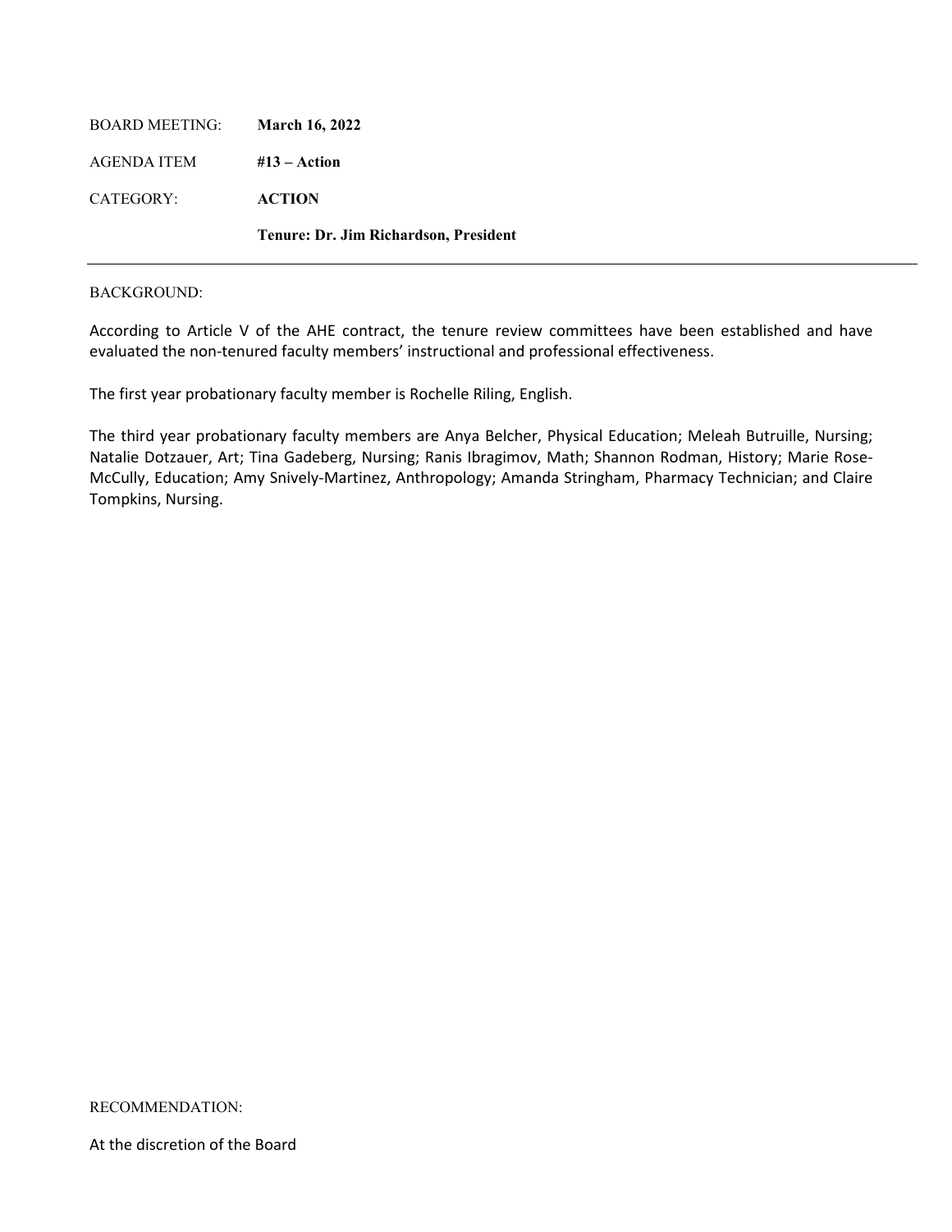BOARD MEETING: **March 16, 2022**

AGENDA ITEM **#13 – Action**

CATEGORY: **ACTION**

**Tenure: Dr. Jim Richardson, President**

---

BACKGROUND:

According to Article V of the AHE contract, the tenure review committees have been established and have evaluated the non-tenured faculty members' instructional and professional effectiveness.

The first year probationary faculty member is Rochelle Riling, English.

The third year probationary faculty members are Anya Belcher, Physical Education; Meleah Butruille, Nursing; Natalie Dotzauer, Art; Tina Gadeberg, Nursing; Ranis Ibragimov, Math; Shannon Rodman, History; Marie Rose-McCully, Education; Amy Snively-Martinez, Anthropology; Amanda Stringham, Pharmacy Technician; and Claire Tompkins, Nursing.

RECOMMENDATION:

At the discretion of the Board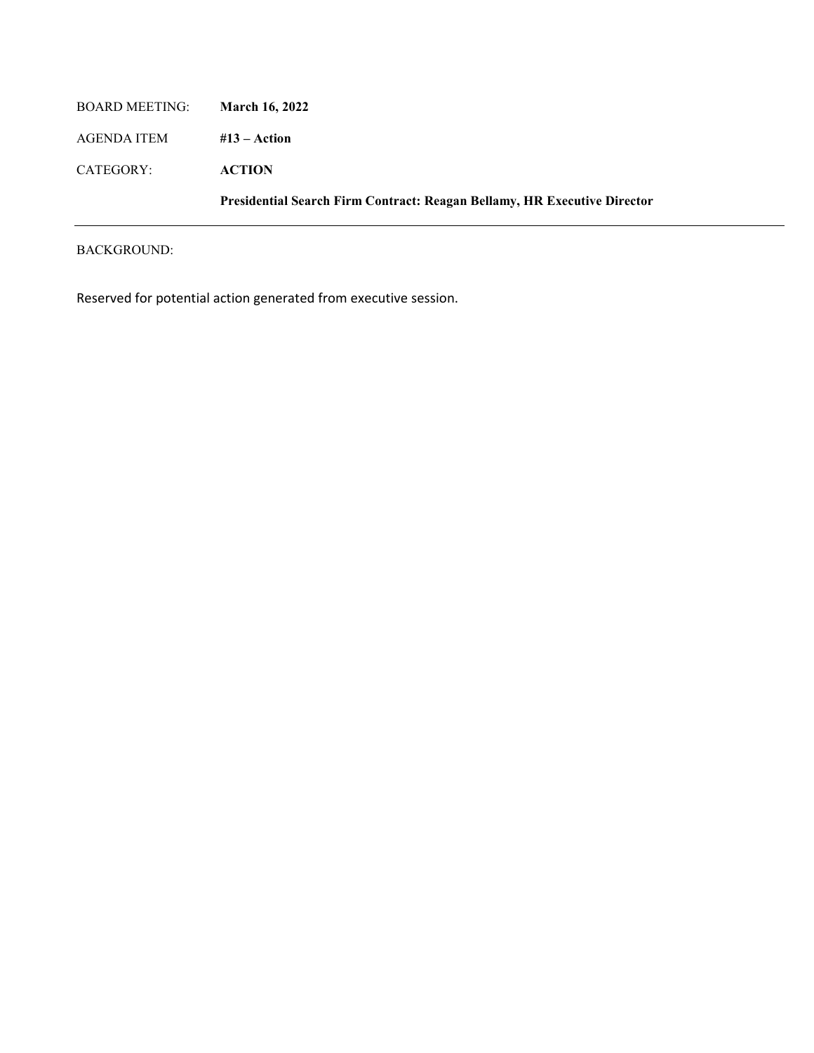BOARD MEETING: **March 16, 2022**

AGENDA ITEM **#13 – Action**

CATEGORY: **ACTION**

**Presidential Search Firm Contract: Reagan Bellamy, HR Executive Director**

---

BACKGROUND:

Reserved for potential action generated from executive session.